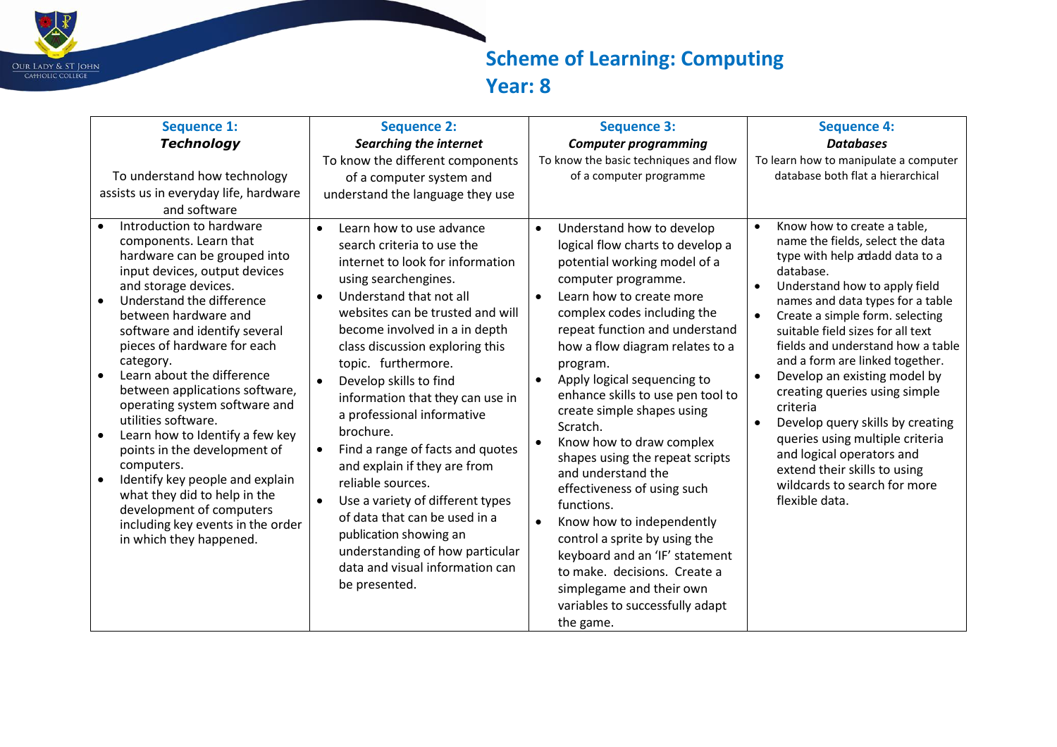Our Lady & St John Catholic College

# Scheme of Learning: Computing
## Year: 8

| Sequence 1:<br>***Technology***<br><br>To understand how technology assists us in everyday life, hardware and software | Sequence 2:<br>***Searching the internet***<br>To know the different components of a computer system and understand the language they use | Sequence 3:<br>***Computer programming***<br>To know the basic techniques and flow of a computer programme | Sequence 4:<br>***Databases***<br>To learn how to manipulate a computer database both flat a hierarchical |
|---|---|---|---|
| • Introduction to hardware components. Learn that hardware can be grouped into input devices, output devices and storage devices.<br>• Understand the difference between hardware and software and identify several pieces of hardware for each category.<br>• Learn about the difference between applications software, operating system software and utilities software.<br>• Learn how to Identify a few key points in the development of computers.<br>• Identify key people and explain what they did to help in the development of computers including key events in the order in which they happened. | • Learn how to use advance search criteria to use the internet to look for information using searchengines.<br>• Understand that not all websites can be trusted and will become involved in a in depth class discussion exploring this topic. furthermore.<br>• Develop skills to find information that they can use in a professional informative brochure.<br>• Find a range of facts and quotes and explain if they are from reliable sources.<br>• Use a variety of different types of data that can be used in a publication showing an understanding of how particular data and visual information can be presented. | • Understand how to develop logical flow charts to develop a potential working model of a computer programme.<br>• Learn how to create more complex codes including the repeat function and understand how a flow diagram relates to a program.<br>• Apply logical sequencing to enhance skills to use pen tool to create simple shapes using Scratch.<br>• Know how to draw complex shapes using the repeat scripts and understand the effectiveness of using such functions.<br>• Know how to independently control a sprite by using the keyboard and an 'IF' statement to make. decisions. Create a simplegame and their own variables to successfully adapt the game. | • Know how to create a table, name the fields, select the data type with help andadd data to a database.<br>• Understand how to apply field names and data types for a table<br>• Create a simple form. selecting suitable field sizes for all text fields and understand how a table and a form are linked together.<br>• Develop an existing model by creating queries using simple criteria<br>• Develop query skills by creating queries using multiple criteria and logical operators and extend their skills to using wildcards to search for more flexible data. |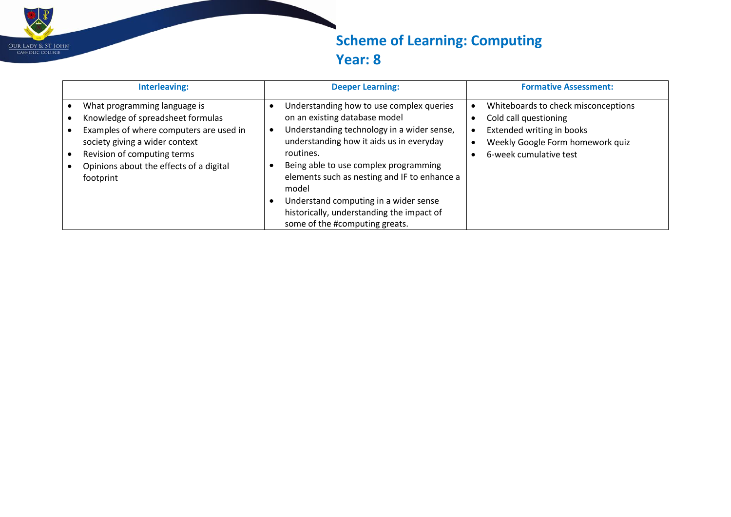# Scheme of Learning: Computing
## Year: 8

| Interleaving: | Deeper Learning: | Formative Assessment: |
|---|---|---|
| • What programming language is<br>• Knowledge of spreadsheet formulas<br>• Examples of where computers are used in society giving a wider context<br>• Revision of computing terms<br>• Opinions about the effects of a digital footprint | • Understanding how to use complex queries on an existing database model<br>• Understanding technology in a wider sense, understanding how it aids us in everyday routines.<br>• Being able to use complex programming elements such as nesting and IF to enhance a model<br>• Understand computing in a wider sense historically, understanding the impact of some of the #computing greats. | • Whiteboards to check misconceptions<br>• Cold call questioning<br>• Extended writing in books<br>• Weekly Google Form homework quiz<br>• 6-week cumulative test |